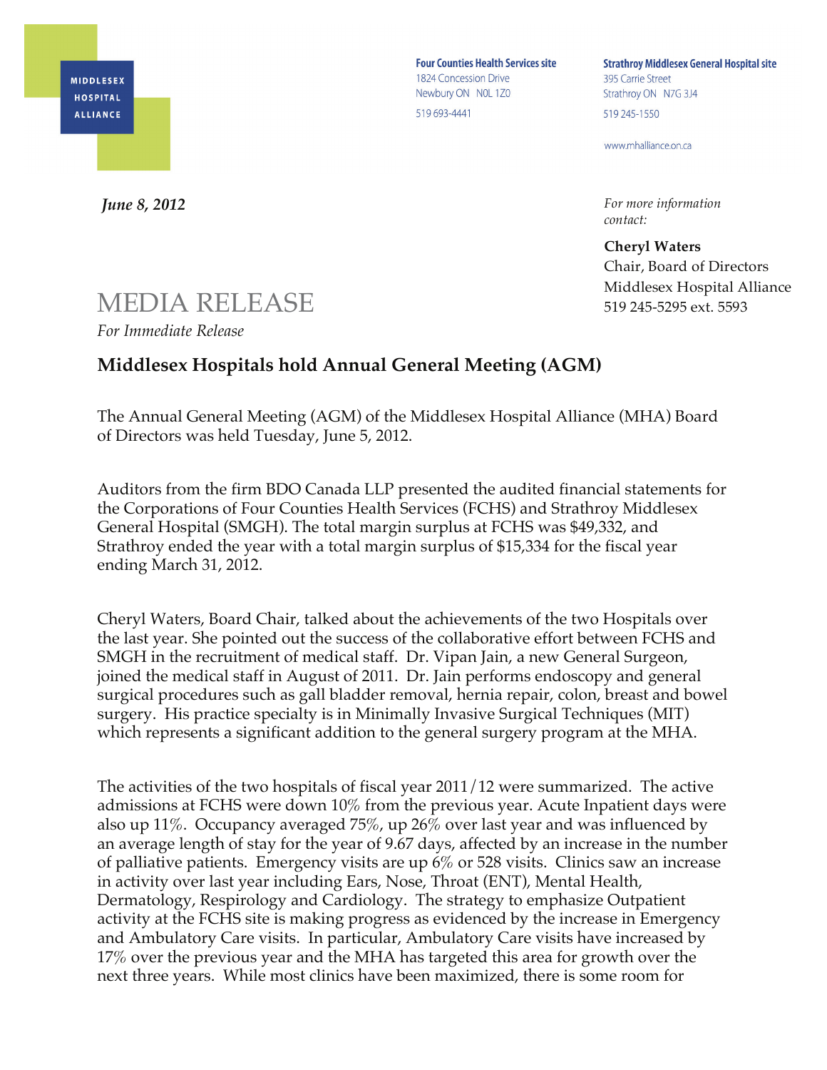MIDDLESEX HOSPITAL ALLIANCE

**Four Counties Health Services site**
1824 Concession Drive
Newbury ON N0L 1Z0
519 693-4441

**Strathroy Middlesex General Hospital site**
395 Carrie Street
Strathroy ON N7G 3J4
519 245-1550

www.mhalliance.on.ca

***June 8, 2012***

*For more information contact:*

**Cheryl Waters**
Chair, Board of Directors
Middlesex Hospital Alliance
519 245-5295 ext. 5593

# MEDIA RELEASE

*For Immediate Release*

## Middlesex Hospitals hold Annual General Meeting (AGM)

The Annual General Meeting (AGM) of the Middlesex Hospital Alliance (MHA) Board of Directors was held Tuesday, June 5, 2012.

Auditors from the firm BDO Canada LLP presented the audited financial statements for the Corporations of Four Counties Health Services (FCHS) and Strathroy Middlesex General Hospital (SMGH). The total margin surplus at FCHS was $49,332, and Strathroy ended the year with a total margin surplus of $15,334 for the fiscal year ending March 31, 2012.

Cheryl Waters, Board Chair, talked about the achievements of the two Hospitals over the last year. She pointed out the success of the collaborative effort between FCHS and SMGH in the recruitment of medical staff. Dr. Vipan Jain, a new General Surgeon, joined the medical staff in August of 2011. Dr. Jain performs endoscopy and general surgical procedures such as gall bladder removal, hernia repair, colon, breast and bowel surgery. His practice specialty is in Minimally Invasive Surgical Techniques (MIT) which represents a significant addition to the general surgery program at the MHA.

The activities of the two hospitals of fiscal year 2011/12 were summarized. The active admissions at FCHS were down 10% from the previous year. Acute Inpatient days were also up 11%. Occupancy averaged 75%, up 26% over last year and was influenced by an average length of stay for the year of 9.67 days, affected by an increase in the number of palliative patients. Emergency visits are up 6% or 528 visits. Clinics saw an increase in activity over last year including Ears, Nose, Throat (ENT), Mental Health, Dermatology, Respirology and Cardiology. The strategy to emphasize Outpatient activity at the FCHS site is making progress as evidenced by the increase in Emergency and Ambulatory Care visits. In particular, Ambulatory Care visits have increased by 17% over the previous year and the MHA has targeted this area for growth over the next three years. While most clinics have been maximized, there is some room for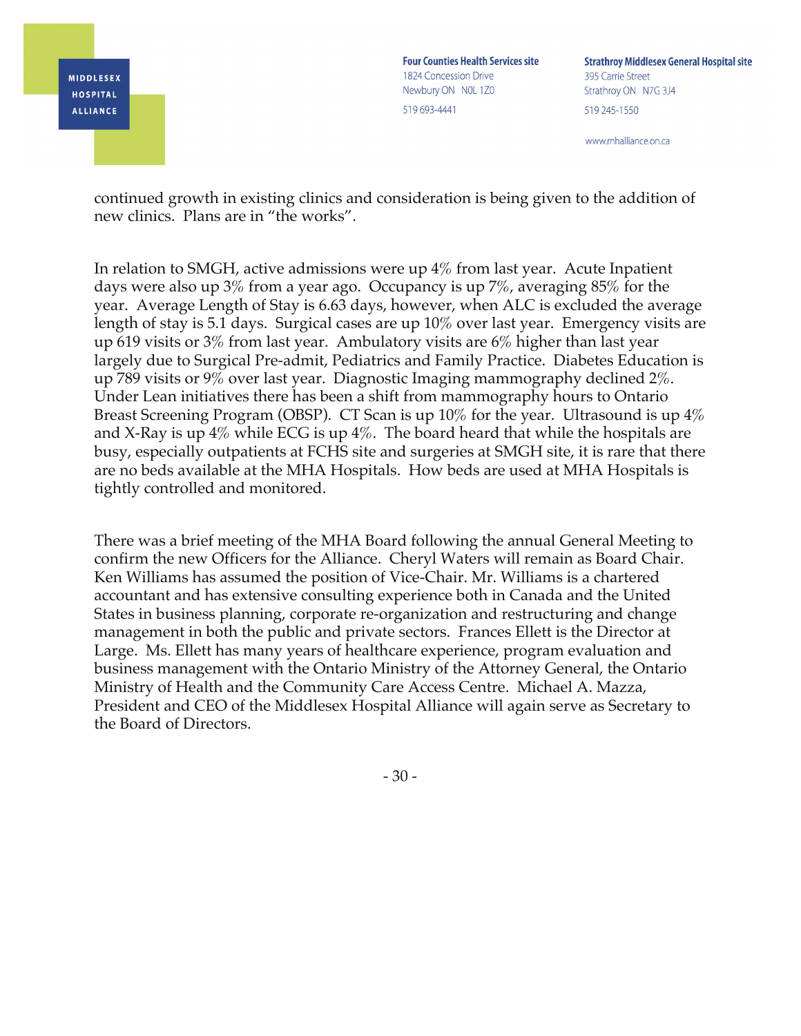continued growth in existing clinics and consideration is being given to the addition of new clinics. Plans are in "the works".

In relation to SMGH, active admissions were up 4% from last year. Acute Inpatient days were also up 3% from a year ago. Occupancy is up 7%, averaging 85% for the year. Average Length of Stay is 6.63 days, however, when ALC is excluded the average length of stay is 5.1 days. Surgical cases are up 10% over last year. Emergency visits are up 619 visits or 3% from last year. Ambulatory visits are 6% higher than last year largely due to Surgical Pre-admit, Pediatrics and Family Practice. Diabetes Education is up 789 visits or 9% over last year. Diagnostic Imaging mammography declined 2%. Under Lean initiatives there has been a shift from mammography hours to Ontario Breast Screening Program (OBSP). CT Scan is up 10% for the year. Ultrasound is up 4% and X-Ray is up 4% while ECG is up 4%. The board heard that while the hospitals are busy, especially outpatients at FCHS site and surgeries at SMGH site, it is rare that there are no beds available at the MHA Hospitals. How beds are used at MHA Hospitals is tightly controlled and monitored.

There was a brief meeting of the MHA Board following the annual General Meeting to confirm the new Officers for the Alliance. Cheryl Waters will remain as Board Chair. Ken Williams has assumed the position of Vice-Chair. Mr. Williams is a chartered accountant and has extensive consulting experience both in Canada and the United States in business planning, corporate re-organization and restructuring and change management in both the public and private sectors. Frances Ellett is the Director at Large. Ms. Ellett has many years of healthcare experience, program evaluation and business management with the Ontario Ministry of the Attorney General, the Ontario Ministry of Health and the Community Care Access Centre. Michael A. Mazza, President and CEO of the Middlesex Hospital Alliance will again serve as Secretary to the Board of Directors.